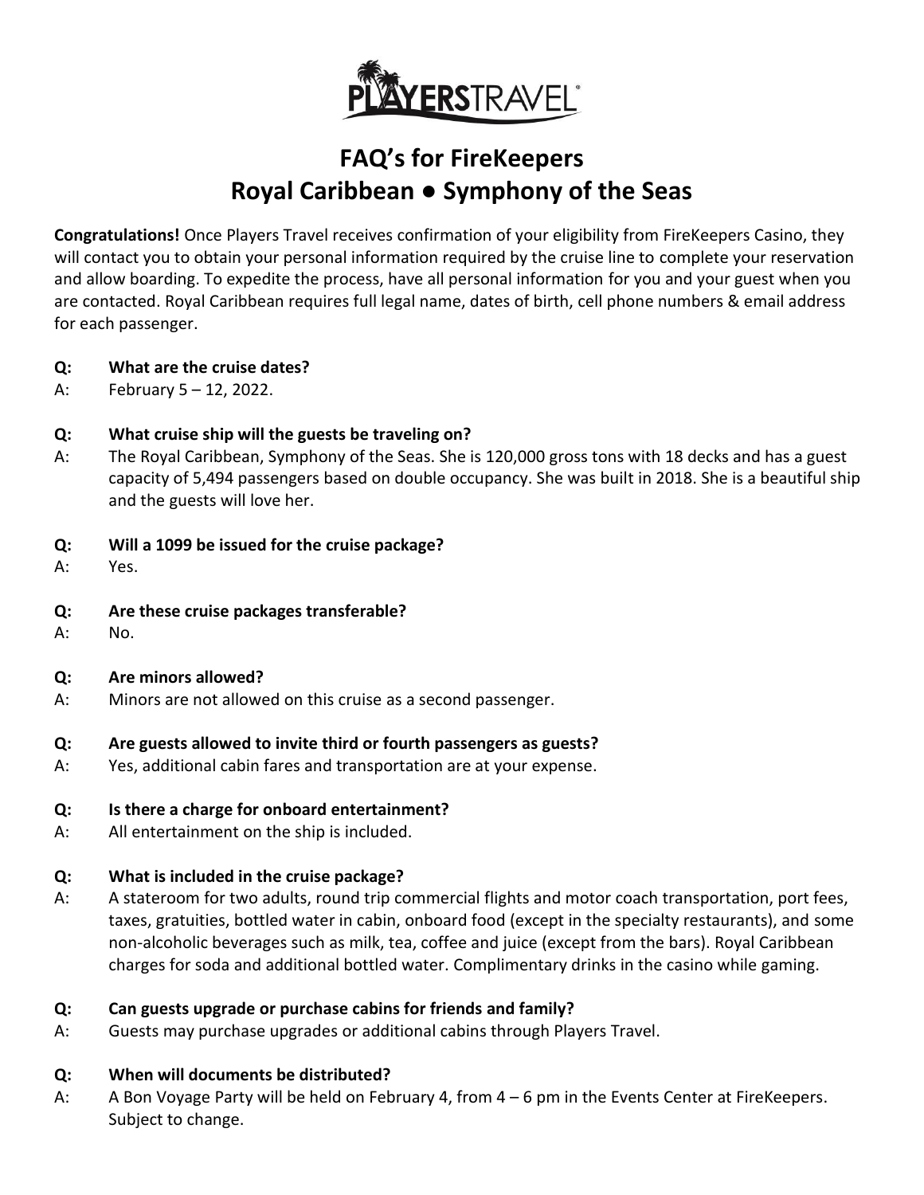# FAQ's for FireKeepers
# Royal Caribbean ● Symphony of the Seas

**Congratulations!** Once Players Travel receives confirmation of your eligibility from FireKeepers Casino, they will contact you to obtain your personal information required by the cruise line to complete your reservation and allow boarding. To expedite the process, have all personal information for you and your guest when you are contacted. Royal Caribbean requires full legal name, dates of birth, cell phone numbers & email address for each passenger.

**Q: What are the cruise dates?**

A: February 5 – 12, 2022.

**Q: What cruise ship will the guests be traveling on?**

A: The Royal Caribbean, Symphony of the Seas. She is 120,000 gross tons with 18 decks and has a guest capacity of 5,494 passengers based on double occupancy. She was built in 2018. She is a beautiful ship and the guests will love her.

**Q: Will a 1099 be issued for the cruise package?**

A: Yes.

**Q: Are these cruise packages transferable?**

A: No.

**Q: Are minors allowed?**

A: Minors are not allowed on this cruise as a second passenger.

**Q: Are guests allowed to invite third or fourth passengers as guests?**

A: Yes, additional cabin fares and transportation are at your expense.

**Q: Is there a charge for onboard entertainment?**

A: All entertainment on the ship is included.

**Q: What is included in the cruise package?**

A: A stateroom for two adults, round trip commercial flights and motor coach transportation, port fees, taxes, gratuities, bottled water in cabin, onboard food (except in the specialty restaurants), and some non-alcoholic beverages such as milk, tea, coffee and juice (except from the bars). Royal Caribbean charges for soda and additional bottled water. Complimentary drinks in the casino while gaming.

**Q: Can guests upgrade or purchase cabins for friends and family?**

A: Guests may purchase upgrades or additional cabins through Players Travel.

**Q: When will documents be distributed?**

A: A Bon Voyage Party will be held on February 4, from 4 – 6 pm in the Events Center at FireKeepers. Subject to change.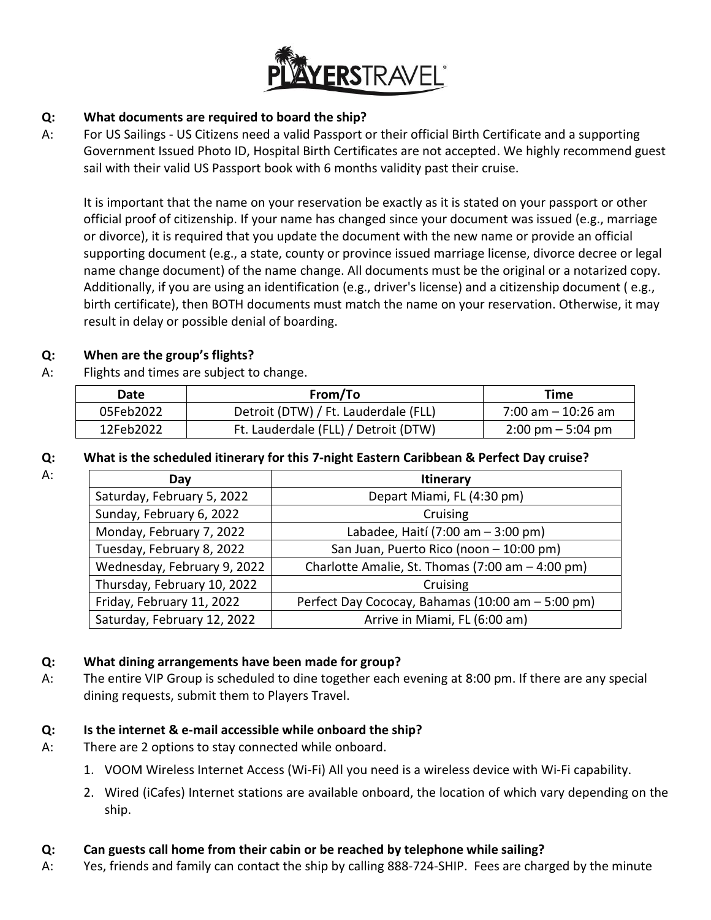**Q: What documents are required to board the ship?**

A: For US Sailings - US Citizens need a valid Passport or their official Birth Certificate and a supporting Government Issued Photo ID, Hospital Birth Certificates are not accepted. We highly recommend guest sail with their valid US Passport book with 6 months validity past their cruise.

It is important that the name on your reservation be exactly as it is stated on your passport or other official proof of citizenship. If your name has changed since your document was issued (e.g., marriage or divorce), it is required that you update the document with the new name or provide an official supporting document (e.g., a state, county or province issued marriage license, divorce decree or legal name change document) of the name change. All documents must be the original or a notarized copy. Additionally, if you are using an identification (e.g., driver's license) and a citizenship document ( e.g., birth certificate), then BOTH documents must match the name on your reservation. Otherwise, it may result in delay or possible denial of boarding.

**Q: When are the group's flights?**

A: Flights and times are subject to change.

| Date | From/To | Time |
|---|---|---|
| 05Feb2022 | Detroit (DTW) / Ft. Lauderdale (FLL) | 7:00 am – 10:26 am |
| 12Feb2022 | Ft. Lauderdale (FLL) / Detroit (DTW) | 2:00 pm – 5:04 pm |

**Q: What is the scheduled itinerary for this 7-night Eastern Caribbean & Perfect Day cruise?**

A:

| Day | Itinerary |
|---|---|
| Saturday, February 5, 2022 | Depart Miami, FL (4:30 pm) |
| Sunday, February 6, 2022 | Cruising |
| Monday, February 7, 2022 | Labadee, Haití (7:00 am – 3:00 pm) |
| Tuesday, February 8, 2022 | San Juan, Puerto Rico (noon – 10:00 pm) |
| Wednesday, February 9, 2022 | Charlotte Amalie, St. Thomas (7:00 am – 4:00 pm) |
| Thursday, February 10, 2022 | Cruising |
| Friday, February 11, 2022 | Perfect Day Cococay, Bahamas (10:00 am – 5:00 pm) |
| Saturday, February 12, 2022 | Arrive in Miami, FL (6:00 am) |

**Q: What dining arrangements have been made for group?**

A: The entire VIP Group is scheduled to dine together each evening at 8:00 pm. If there are any special dining requests, submit them to Players Travel.

**Q: Is the internet & e-mail accessible while onboard the ship?**

A: There are 2 options to stay connected while onboard.

1. VOOM Wireless Internet Access (Wi-Fi) All you need is a wireless device with Wi-Fi capability.
2. Wired (iCafes) Internet stations are available onboard, the location of which vary depending on the ship.

**Q: Can guests call home from their cabin or be reached by telephone while sailing?**

A: Yes, friends and family can contact the ship by calling 888-724-SHIP. Fees are charged by the minute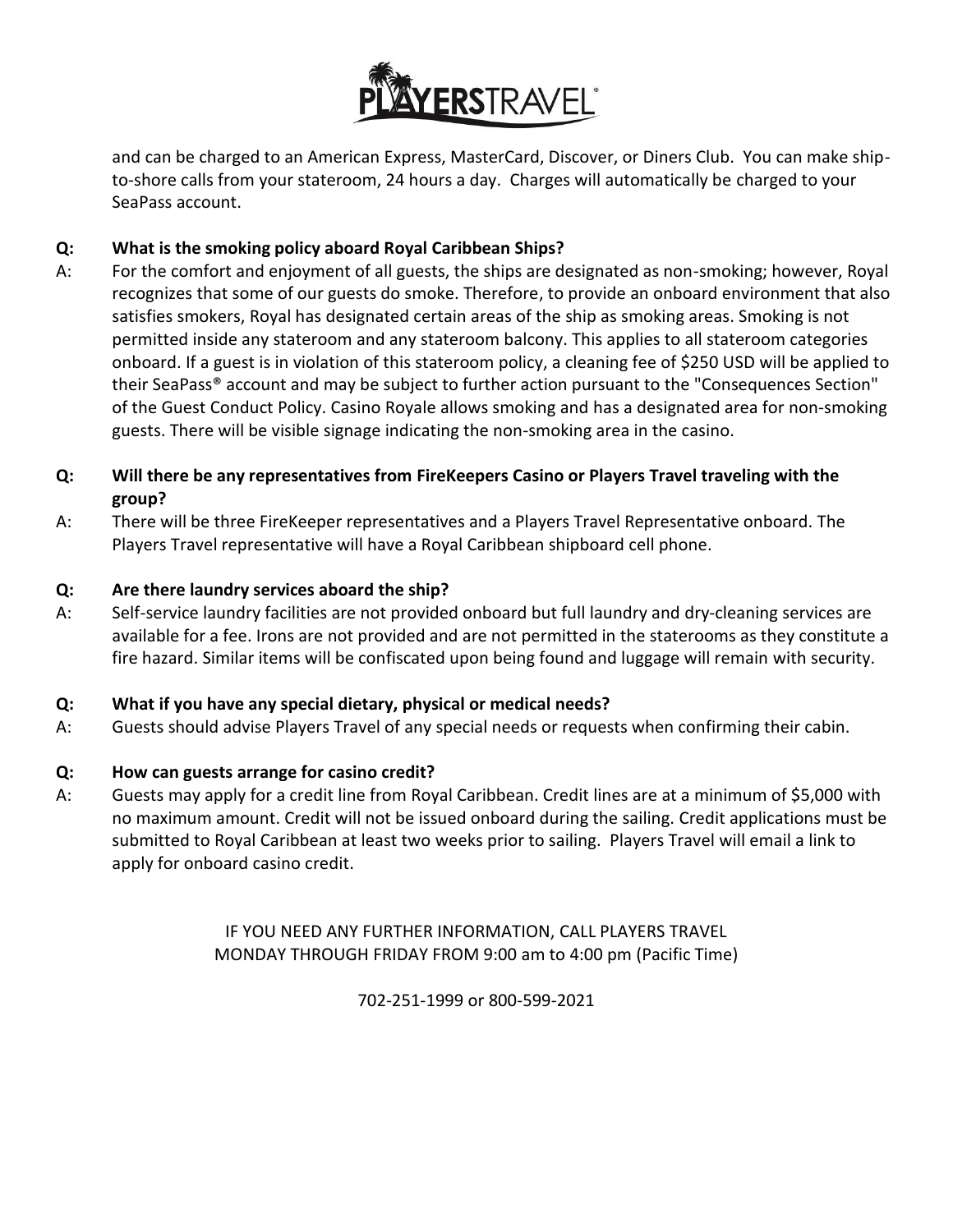and can be charged to an American Express, MasterCard, Discover, or Diners Club. You can make ship-to-shore calls from your stateroom, 24 hours a day. Charges will automatically be charged to your SeaPass account.

**Q: What is the smoking policy aboard Royal Caribbean Ships?**

A: For the comfort and enjoyment of all guests, the ships are designated as non-smoking; however, Royal recognizes that some of our guests do smoke. Therefore, to provide an onboard environment that also satisfies smokers, Royal has designated certain areas of the ship as smoking areas. Smoking is not permitted inside any stateroom and any stateroom balcony. This applies to all stateroom categories onboard. If a guest is in violation of this stateroom policy, a cleaning fee of $250 USD will be applied to their SeaPass® account and may be subject to further action pursuant to the "Consequences Section" of the Guest Conduct Policy. Casino Royale allows smoking and has a designated area for non-smoking guests. There will be visible signage indicating the non-smoking area in the casino.

**Q: Will there be any representatives from FireKeepers Casino or Players Travel traveling with the group?**

A: There will be three FireKeeper representatives and a Players Travel Representative onboard. The Players Travel representative will have a Royal Caribbean shipboard cell phone.

**Q: Are there laundry services aboard the ship?**

A: Self-service laundry facilities are not provided onboard but full laundry and dry-cleaning services are available for a fee. Irons are not provided and are not permitted in the staterooms as they constitute a fire hazard. Similar items will be confiscated upon being found and luggage will remain with security.

**Q: What if you have any special dietary, physical or medical needs?**

A: Guests should advise Players Travel of any special needs or requests when confirming their cabin.

**Q: How can guests arrange for casino credit?**

A: Guests may apply for a credit line from Royal Caribbean. Credit lines are at a minimum of $5,000 with no maximum amount. Credit will not be issued onboard during the sailing. Credit applications must be submitted to Royal Caribbean at least two weeks prior to sailing. Players Travel will email a link to apply for onboard casino credit.

IF YOU NEED ANY FURTHER INFORMATION, CALL PLAYERS TRAVEL
MONDAY THROUGH FRIDAY FROM 9:00 am to 4:00 pm (Pacific Time)

702-251-1999 or 800-599-2021